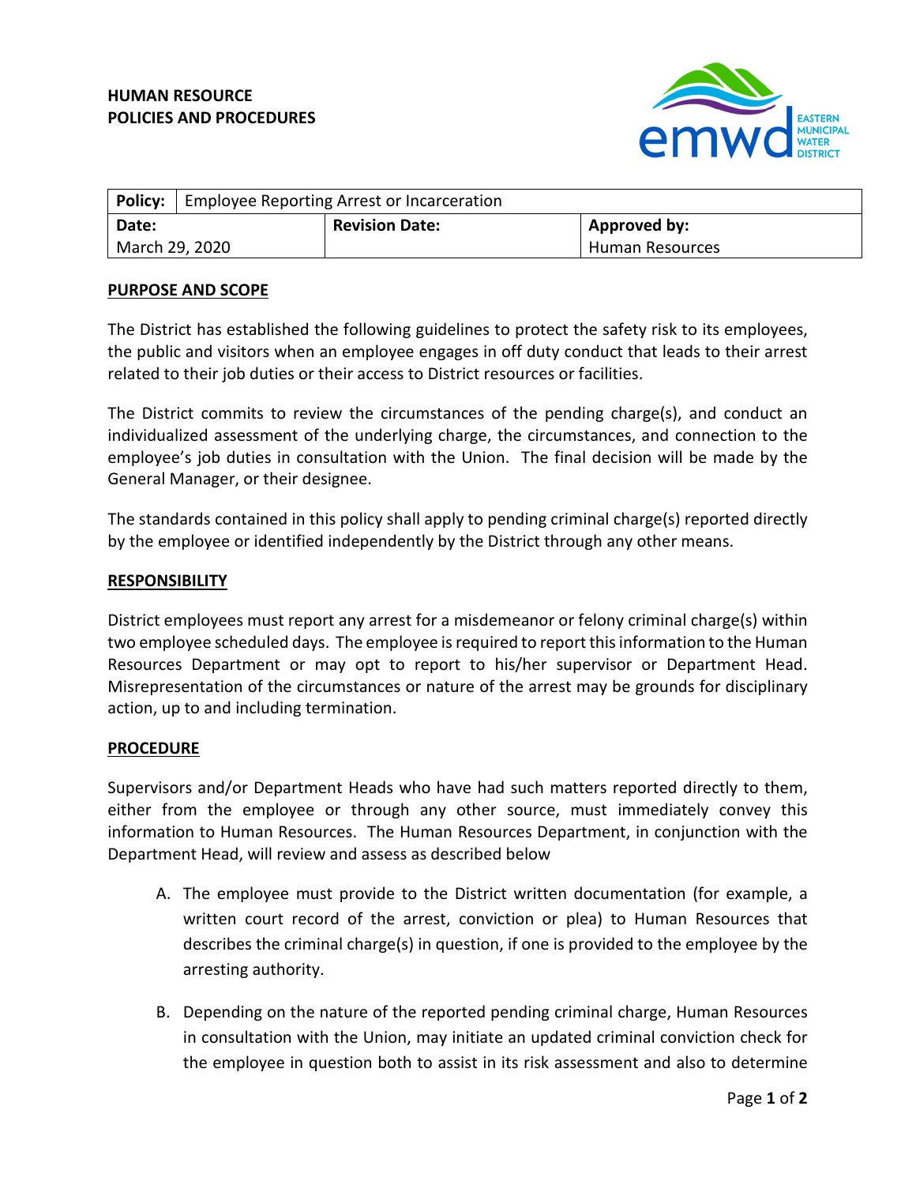**HUMAN RESOURCE**
**POLICIES AND PROCEDURES**

| **Policy:** | Employee Reporting Arrest or Incarceration | |
|---|---|---|
| **Date:** | **Revision Date:** | **Approved by:** |
| March 29, 2020 | | Human Resources |

## PURPOSE AND SCOPE

The District has established the following guidelines to protect the safety risk to its employees, the public and visitors when an employee engages in off duty conduct that leads to their arrest related to their job duties or their access to District resources or facilities.

The District commits to review the circumstances of the pending charge(s), and conduct an individualized assessment of the underlying charge, the circumstances, and connection to the employee's job duties in consultation with the Union. The final decision will be made by the General Manager, or their designee.

The standards contained in this policy shall apply to pending criminal charge(s) reported directly by the employee or identified independently by the District through any other means.

## RESPONSIBILITY

District employees must report any arrest for a misdemeanor or felony criminal charge(s) within two employee scheduled days. The employee is required to report this information to the Human Resources Department or may opt to report to his/her supervisor or Department Head. Misrepresentation of the circumstances or nature of the arrest may be grounds for disciplinary action, up to and including termination.

## PROCEDURE

Supervisors and/or Department Heads who have had such matters reported directly to them, either from the employee or through any other source, must immediately convey this information to Human Resources. The Human Resources Department, in conjunction with the Department Head, will review and assess as described below

A. The employee must provide to the District written documentation (for example, a written court record of the arrest, conviction or plea) to Human Resources that describes the criminal charge(s) in question, if one is provided to the employee by the arresting authority.

B. Depending on the nature of the reported pending criminal charge, Human Resources in consultation with the Union, may initiate an updated criminal conviction check for the employee in question both to assist in its risk assessment and also to determine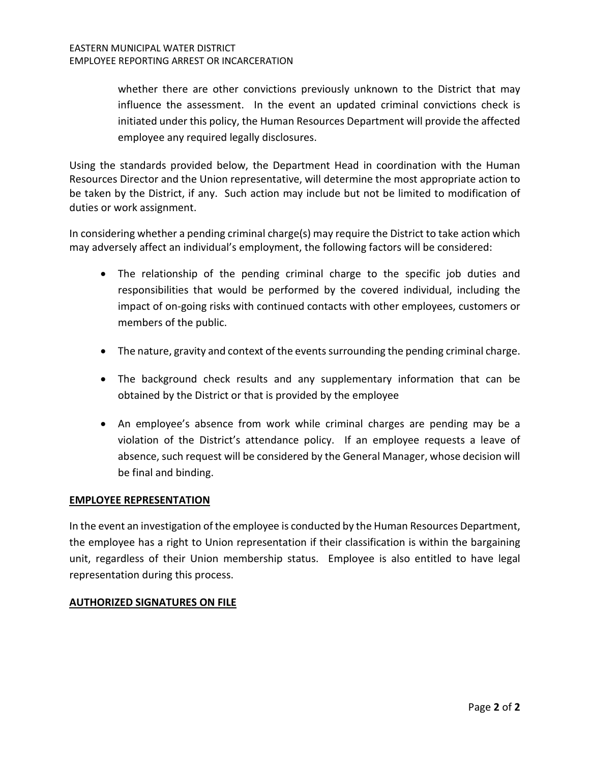whether there are other convictions previously unknown to the District that may influence the assessment. In the event an updated criminal convictions check is initiated under this policy, the Human Resources Department will provide the affected employee any required legally disclosures.

Using the standards provided below, the Department Head in coordination with the Human Resources Director and the Union representative, will determine the most appropriate action to be taken by the District, if any. Such action may include but not be limited to modification of duties or work assignment.

In considering whether a pending criminal charge(s) may require the District to take action which may adversely affect an individual's employment, the following factors will be considered:

- The relationship of the pending criminal charge to the specific job duties and responsibilities that would be performed by the covered individual, including the impact of on-going risks with continued contacts with other employees, customers or members of the public.
- The nature, gravity and context of the events surrounding the pending criminal charge.
- The background check results and any supplementary information that can be obtained by the District or that is provided by the employee
- An employee's absence from work while criminal charges are pending may be a violation of the District's attendance policy. If an employee requests a leave of absence, such request will be considered by the General Manager, whose decision will be final and binding.

## EMPLOYEE REPRESENTATION

In the event an investigation of the employee is conducted by the Human Resources Department, the employee has a right to Union representation if their classification is within the bargaining unit, regardless of their Union membership status. Employee is also entitled to have legal representation during this process.

## AUTHORIZED SIGNATURES ON FILE